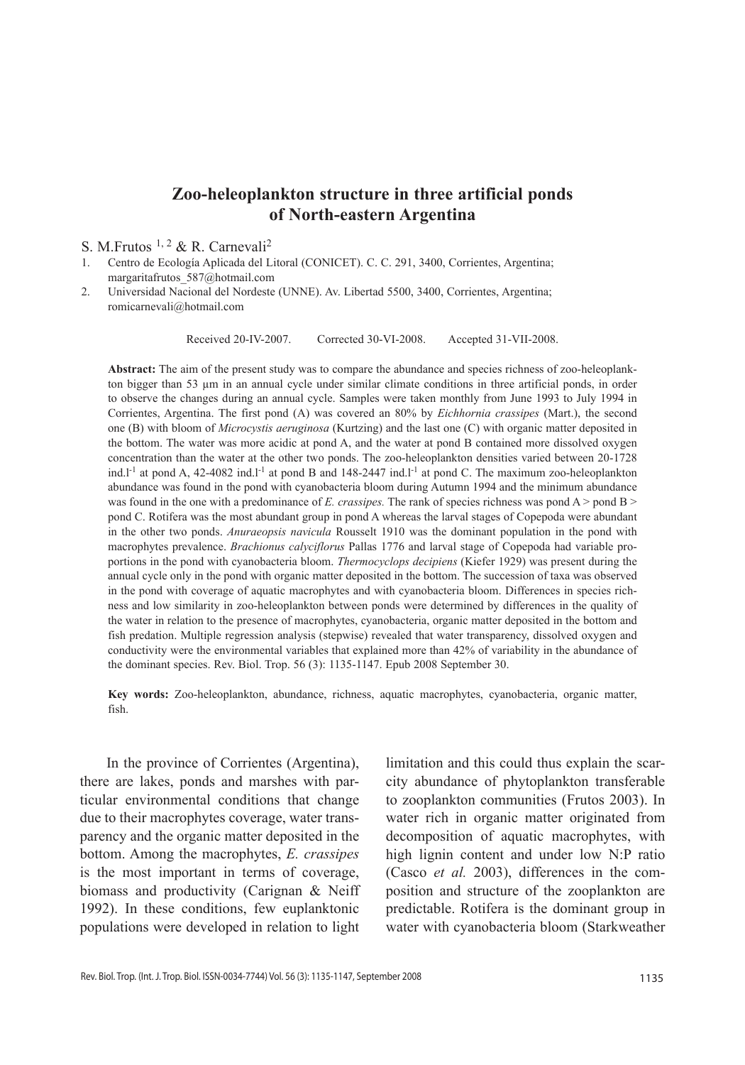# Zoo-heleoplankton structure in three artificial ponds of North-eastern Argentina

S. M.Frutos [1, 2] & R. Carnevali[2]

1. Centro de Ecología Aplicada del Litoral (CONICET). C. C. 291, 3400, Corrientes, Argentina; margaritafrutos_587@hotmail.com
2. Universidad Nacional del Nordeste (UNNE). Av. Libertad 5500, 3400, Corrientes, Argentina; romicarnevali@hotmail.com

Received 20-IV-2007. Corrected 30-VI-2008. Accepted 31-VII-2008.

**Abstract:** The aim of the present study was to compare the abundance and species richness of zoo-heleoplankton bigger than 53 µm in an annual cycle under similar climate conditions in three artificial ponds, in order to observe the changes during an annual cycle. Samples were taken monthly from June 1993 to July 1994 in Corrientes, Argentina. The first pond (A) was covered an 80% by *Eichhornia crassipes* (Mart.), the second one (B) with bloom of *Microcystis aeruginosa* (Kurtzing) and the last one (C) with organic matter deposited in the bottom. The water was more acidic at pond A, and the water at pond B contained more dissolved oxygen concentration than the water at the other two ponds. The zoo-heleoplankton densities varied between 20-1728 ind.l$^{-1}$ at pond A, 42-4082 ind.l$^{-1}$ at pond B and 148-2447 ind.l$^{-1}$ at pond C. The maximum zoo-heleoplankton abundance was found in the pond with cyanobacteria bloom during Autumn 1994 and the minimum abundance was found in the one with a predominance of *E. crassipes.* The rank of species richness was pond A > pond B > pond C. Rotifera was the most abundant group in pond A whereas the larval stages of Copepoda were abundant in the other two ponds. *Anuraeopsis navicula* Rousselt 1910 was the dominant population in the pond with macrophytes prevalence. *Brachionus calyciflorus* Pallas 1776 and larval stage of Copepoda had variable proportions in the pond with cyanobacteria bloom. *Thermocyclops decipiens* (Kiefer 1929) was present during the annual cycle only in the pond with organic matter deposited in the bottom. The succession of taxa was observed in the pond with coverage of aquatic macrophytes and with cyanobacteria bloom. Differences in species richness and low similarity in zoo-heleoplankton between ponds were determined by differences in the quality of the water in relation to the presence of macrophytes, cyanobacteria, organic matter deposited in the bottom and fish predation. Multiple regression analysis (stepwise) revealed that water transparency, dissolved oxygen and conductivity were the environmental variables that explained more than 42% of variability in the abundance of the dominant species. Rev. Biol. Trop. 56 (3): 1135-1147. Epub 2008 September 30.

**Key words:** Zoo-heleoplankton, abundance, richness, aquatic macrophytes, cyanobacteria, organic matter, fish.

In the province of Corrientes (Argentina), there are lakes, ponds and marshes with particular environmental conditions that change due to their macrophytes coverage, water transparency and the organic matter deposited in the bottom. Among the macrophytes, *E. crassipes* is the most important in terms of coverage, biomass and productivity (Carignan & Neiff 1992). In these conditions, few euplanktonic populations were developed in relation to light limitation and this could thus explain the scarcity abundance of phytoplankton transferable to zooplankton communities (Frutos 2003). In water rich in organic matter originated from decomposition of aquatic macrophytes, with high lignin content and under low N:P ratio (Casco *et al.* 2003), differences in the composition and structure of the zooplankton are predictable. Rotifera is the dominant group in water with cyanobacteria bloom (Starkweather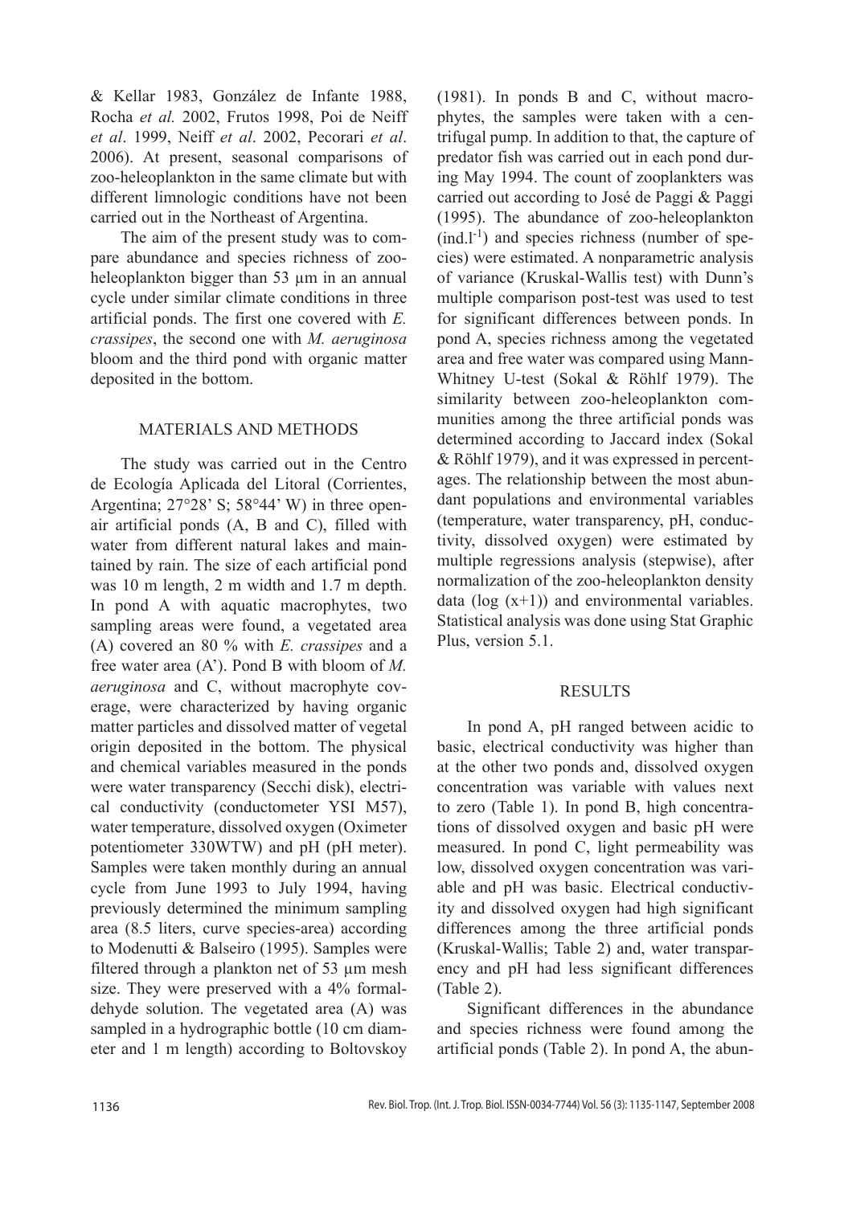& Kellar 1983, González de Infante 1988, Rocha *et al.* 2002, Frutos 1998, Poi de Neiff *et al*. 1999, Neiff *et al*. 2002, Pecorari *et al*. 2006). At present, seasonal comparisons of zoo-heleoplankton in the same climate but with different limnologic conditions have not been carried out in the Northeast of Argentina.

The aim of the present study was to compare abundance and species richness of zoo-heleoplankton bigger than 53 µm in an annual cycle under similar climate conditions in three artificial ponds. The first one covered with *E. crassipes*, the second one with *M. aeruginosa* bloom and the third pond with organic matter deposited in the bottom.

## MATERIALS AND METHODS

The study was carried out in the Centro de Ecología Aplicada del Litoral (Corrientes, Argentina; 27°28' S; 58°44' W) in three open-air artificial ponds (A, B and C), filled with water from different natural lakes and maintained by rain. The size of each artificial pond was 10 m length, 2 m width and 1.7 m depth. In pond A with aquatic macrophytes, two sampling areas were found, a vegetated area (A) covered an 80 % with *E. crassipes* and a free water area (A'). Pond B with bloom of *M. aeruginosa* and C, without macrophyte coverage, were characterized by having organic matter particles and dissolved matter of vegetal origin deposited in the bottom. The physical and chemical variables measured in the ponds were water transparency (Secchi disk), electrical conductivity (conductometer YSI M57), water temperature, dissolved oxygen (Oximeter potentiometer 330WTW) and pH (pH meter). Samples were taken monthly during an annual cycle from June 1993 to July 1994, having previously determined the minimum sampling area (8.5 liters, curve species-area) according to Modenutti & Balseiro (1995). Samples were filtered through a plankton net of 53 µm mesh size. They were preserved with a 4% formaldehyde solution. The vegetated area (A) was sampled in a hydrographic bottle (10 cm diameter and 1 m length) according to Boltovskoy (1981). In ponds B and C, without macrophytes, the samples were taken with a centrifugal pump. In addition to that, the capture of predator fish was carried out in each pond during May 1994. The count of zooplankters was carried out according to José de Paggi & Paggi (1995). The abundance of zoo-heleoplankton (ind.$l^{-1}$) and species richness (number of species) were estimated. A nonparametric analysis of variance (Kruskal-Wallis test) with Dunn's multiple comparison post-test was used to test for significant differences between ponds. In pond A, species richness among the vegetated area and free water was compared using Mann-Whitney U-test (Sokal & Röhlf 1979). The similarity between zoo-heleoplankton communities among the three artificial ponds was determined according to Jaccard index (Sokal & Röhlf 1979), and it was expressed in percentages. The relationship between the most abundant populations and environmental variables (temperature, water transparency, pH, conductivity, dissolved oxygen) were estimated by multiple regressions analysis (stepwise), after normalization of the zoo-heleoplankton density data ($\log(x+1)$) and environmental variables. Statistical analysis was done using Stat Graphic Plus, version 5.1.

## RESULTS

In pond A, pH ranged between acidic to basic, electrical conductivity was higher than at the other two ponds and, dissolved oxygen concentration was variable with values next to zero (Table 1). In pond B, high concentrations of dissolved oxygen and basic pH were measured. In pond C, light permeability was low, dissolved oxygen concentration was variable and pH was basic. Electrical conductivity and dissolved oxygen had high significant differences among the three artificial ponds (Kruskal-Wallis; Table 2) and, water transparency and pH had less significant differences (Table 2).

Significant differences in the abundance and species richness were found among the artificial ponds (Table 2). In pond A, the abun-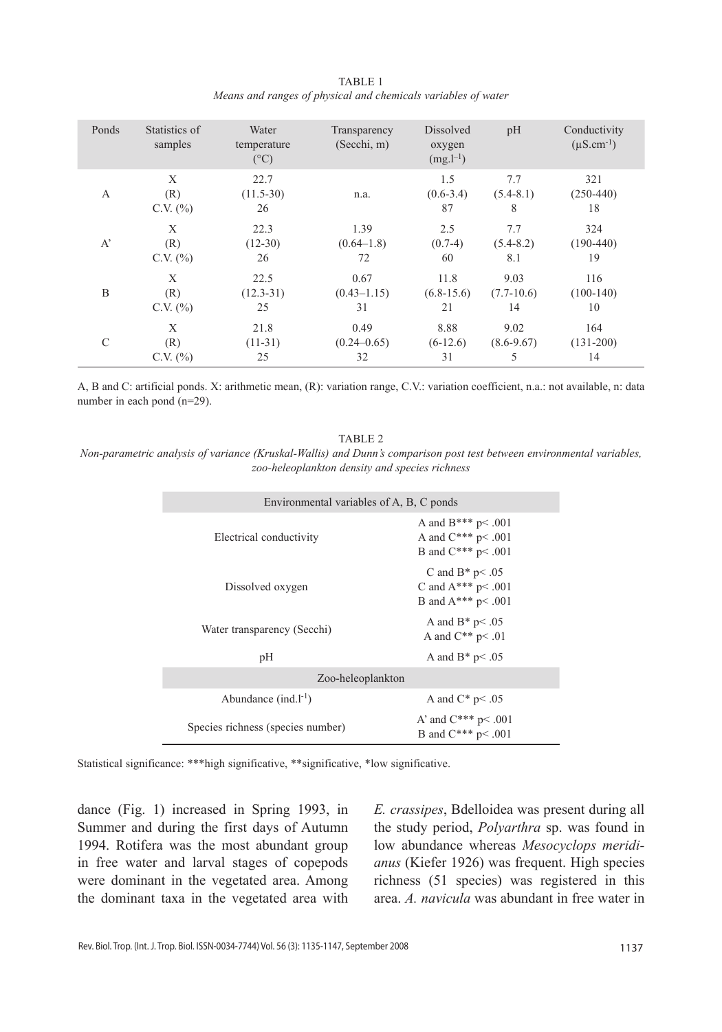TABLE 1

*Means and ranges of physical and chemicals variables of water*

| Ponds | Statistics of samples | Water temperature (°C) | Transparency (Secchi, m) | Dissolved oxygen ($mg.l^{-1}$) | pH | Conductivity ($\mu S.cm^{-1}$) |
|---|---|---|---|---|---|---|
| A | X | 22.7 | | 1.5 | 7.7 | 321 |
| | (R) | (11.5-30) | n.a. | (0.6-3.4) | (5.4-8.1) | (250-440) |
| | C.V. (%) | 26 | | 87 | 8 | 18 |
| A' | X | 22.3 | 1.39 | 2.5 | 7.7 | 324 |
| | (R) | (12-30) | (0.64–1.8) | (0.7-4) | (5.4-8.2) | (190-440) |
| | C.V. (%) | 26 | 72 | 60 | 8.1 | 19 |
| B | X | 22.5 | 0.67 | 11.8 | 9.03 | 116 |
| | (R) | (12.3-31) | (0.43–1.15) | (6.8-15.6) | (7.7-10.6) | (100-140) |
| | C.V. (%) | 25 | 31 | 21 | 14 | 10 |
| C | X | 21.8 | 0.49 | 8.88 | 9.02 | 164 |
| | (R) | (11-31) | (0.24–0.65) | (6-12.6) | (8.6-9.67) | (131-200) |
| | C.V. (%) | 25 | 32 | 31 | 5 | 14 |

A, B and C: artificial ponds. X: arithmetic mean, (R): variation range, C.V.: variation coefficient, n.a.: not available, n: data number in each pond (n=29).

TABLE 2

*Non-parametric analysis of variance (Kruskal-Wallis) and Dunn's comparison post test between environmental variables, zoo-heleoplankton density and species richness*

| Environmental variables of A, B, C ponds | |
|---|---|
| Electrical conductivity | A and B*** $p< .001$<br>A and C*** $p< .001$<br>B and C*** $p< .001$ |
| Dissolved oxygen | C and B* $p< .05$<br>C and A*** $p< .001$<br>B and A*** $p< .001$ |
| Water transparency (Secchi) | A and B* $p< .05$<br>A and C** $p< .01$ |
| pH | A and B* $p< .05$ |
| **Zoo-heleoplankton** | |
| Abundance ($ind.l^{-1}$) | A and C* $p< .05$ |
| Species richness (species number) | A' and C*** $p< .001$<br>B and C*** $p< .001$ |

Statistical significance: ***high significative, **significative, *low significative.

dance (Fig. 1) increased in Spring 1993, in Summer and during the first days of Autumn 1994. Rotifera was the most abundant group in free water and larval stages of copepods were dominant in the vegetated area. Among the dominant taxa in the vegetated area with *E. crassipes*, Bdelloidea was present during all the study period, *Polyarthra* sp. was found in low abundance whereas *Mesocyclops meridianus* (Kiefer 1926) was frequent. High species richness (51 species) was registered in this area. *A. navicula* was abundant in free water in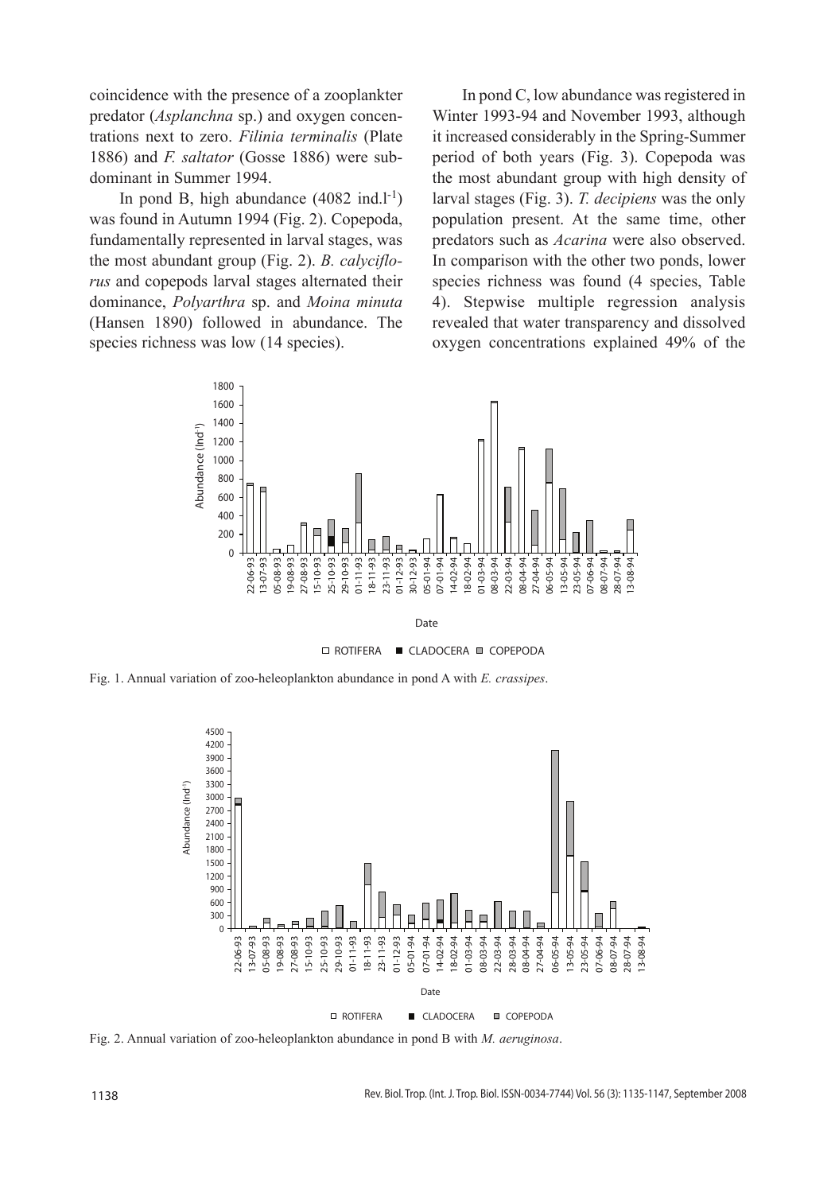coincidence with the presence of a zooplankter predator (*Asplanchna* sp.) and oxygen concentrations next to zero. *Filinia terminalis* (Plate 1886) and *F. saltator* (Gosse 1886) were subdominant in Summer 1994.

In pond B, high abundance (4082 ind.$l^{-1}$) was found in Autumn 1994 (Fig. 2). Copepoda, fundamentally represented in larval stages, was the most abundant group (Fig. 2). *B. calyciflorus* and copepods larval stages alternated their dominance, *Polyarthra* sp. and *Moina minuta* (Hansen 1890) followed in abundance. The species richness was low (14 species).

In pond C, low abundance was registered in Winter 1993-94 and November 1993, although it increased considerably in the Spring-Summer period of both years (Fig. 3). Copepoda was the most abundant group with high density of larval stages (Fig. 3). *T. decipiens* was the only population present. At the same time, other predators such as *Acarina* were also observed. In comparison with the other two ponds, lower species richness was found (4 species, Table 4). Stepwise multiple regression analysis revealed that water transparency and dissolved oxygen concentrations explained 49% of the

Fig. 1. Annual variation of zoo-heleoplankton abundance in pond A with *E. crassipes*.

Fig. 2. Annual variation of zoo-heleoplankton abundance in pond B with *M. aeruginosa*.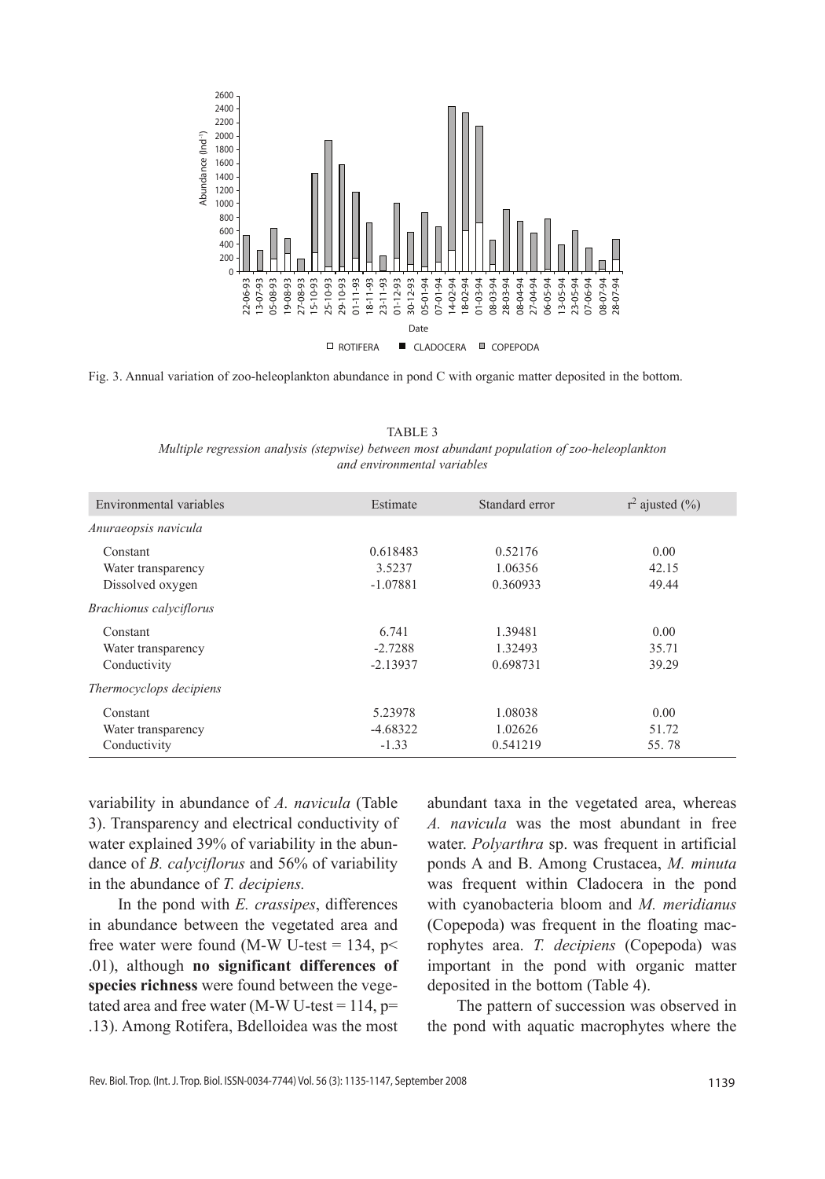Fig. 3. Annual variation of zoo-heleoplankton abundance in pond C with organic matter deposited in the bottom.

TABLE 3

*Multiple regression analysis (stepwise) between most abundant population of zoo-heleoplankton and environmental variables*

| Environmental variables | Estimate | Standard error | $r^2$ ajusted (%) |
|---|---|---|---|
| *Anuraeopsis navicula* | | | |
| Constant | 0.618483 | 0.52176 | 0.00 |
| Water transparency | 3.5237 | 1.06356 | 42.15 |
| Dissolved oxygen | -1.07881 | 0.360933 | 49.44 |
| *Brachionus calyciflorus* | | | |
| Constant | 6.741 | 1.39481 | 0.00 |
| Water transparency | -2.7288 | 1.32493 | 35.71 |
| Conductivity | -2.13937 | 0.698731 | 39.29 |
| *Thermocyclops decipiens* | | | |
| Constant | 5.23978 | 1.08038 | 0.00 |
| Water transparency | -4.68322 | 1.02626 | 51.72 |
| Conductivity | -1.33 | 0.541219 | 55. 78 |

variability in abundance of *A. navicula* (Table 3). Transparency and electrical conductivity of water explained 39% of variability in the abundance of *B. calyciflorus* and 56% of variability in the abundance of *T. decipiens.*

In the pond with *E. crassipes*, differences in abundance between the vegetated area and free water were found (M-W U-test = 134, $p < .01$), although **no significant differences of species richness** were found between the vegetated area and free water (M-W U-test = 114, $p = .13$). Among Rotifera, Bdelloidea was the most abundant taxa in the vegetated area, whereas *A. navicula* was the most abundant in free water. *Polyarthra* sp. was frequent in artificial ponds A and B. Among Crustacea, *M. minuta* was frequent within Cladocera in the pond with cyanobacteria bloom and *M. meridianus* (Copepoda) was frequent in the floating macrophytes area. *T. decipiens* (Copepoda) was important in the pond with organic matter deposited in the bottom (Table 4).

The pattern of succession was observed in the pond with aquatic macrophytes where the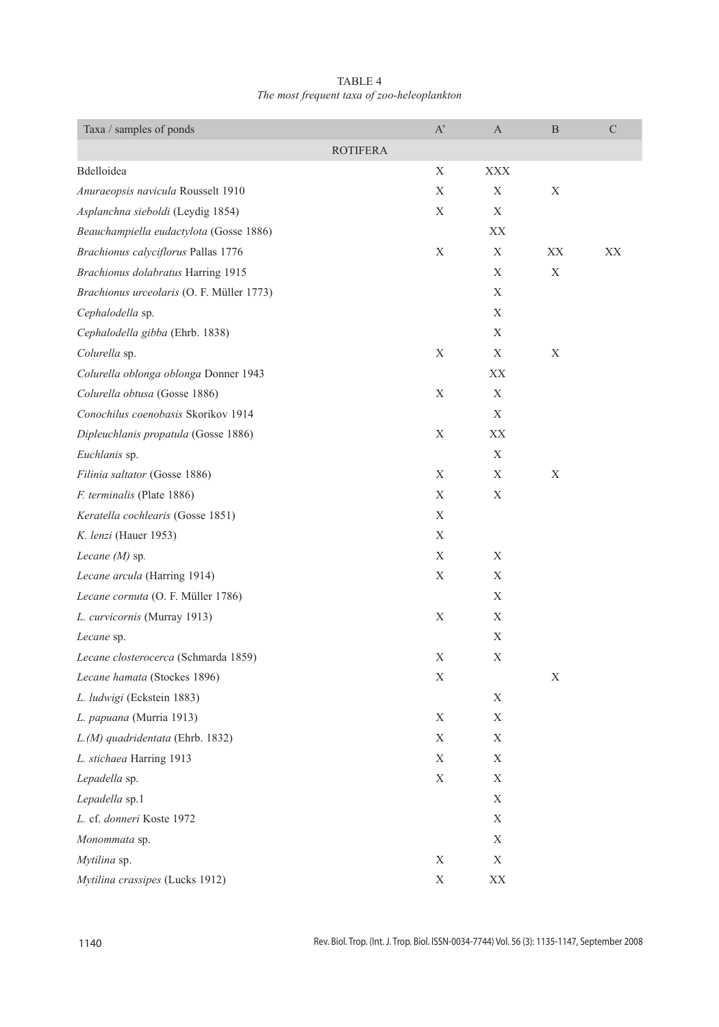TABLE 4

*The most frequent taxa of zoo-heleoplankton*

| Taxa / samples of ponds | A’ | A | B | C |
|---|---|---|---|---|
| ROTIFERA | | | | |
| Bdelloidea | X | XXX | | |
| *Anuraeopsis navicula* Rousselt 1910 | X | X | X | |
| *Asplanchna sieboldi* (Leydig 1854) | X | X | | |
| *Beauchampiella eudactylota* (Gosse 1886) | | XX | | |
| *Brachionus calyciflorus* Pallas 1776 | X | X | XX | XX |
| *Brachionus dolabratus* Harring 1915 | | X | X | |
| *Brachionus urceolaris* (O. F. Müller 1773) | | X | | |
| *Cephalodella* sp. | | X | | |
| *Cephalodella gibba* (Ehrb. 1838) | | X | | |
| *Colurella* sp. | X | X | X | |
| *Colurella oblonga oblonga* Donner 1943 | | XX | | |
| *Colurella obtusa* (Gosse 1886) | X | X | | |
| *Conochilus coenobasis* Skorikov 1914 | | X | | |
| *Dipleuchlanis propatula* (Gosse 1886) | X | XX | | |
| *Euchlanis* sp. | | X | | |
| *Filinia saltator* (Gosse 1886) | X | X | X | |
| *F. terminalis* (Plate 1886) | X | X | | |
| *Keratella cochlearis* (Gosse 1851) | X | | | |
| *K. lenzi* (Hauer 1953) | X | | | |
| *Lecane (M)* sp. | X | X | | |
| *Lecane arcula* (Harring 1914) | X | X | | |
| *Lecane cornuta* (O. F. Müller 1786) | | X | | |
| *L. curvicornis* (Murray 1913) | X | X | | |
| *Lecane* sp. | | X | | |
| *Lecane closterocerca* (Schmarda 1859) | X | X | | |
| *Lecane hamata* (Stockes 1896) | X | | X | |
| *L. ludwigi* (Eckstein 1883) | | X | | |
| *L. papuana* (Murria 1913) | X | X | | |
| *L.(M) quadridentata* (Ehrb. 1832) | X | X | | |
| *L. stichaea* Harring 1913 | X | X | | |
| *Lepadella* sp. | X | X | | |
| *Lepadella* sp.1 | | X | | |
| *L.* cf. *donneri* Koste 1972 | | X | | |
| *Monommata* sp. | | X | | |
| *Mytilina* sp. | X | X | | |
| *Mytilina crassipes* (Lucks 1912) | X | XX | | |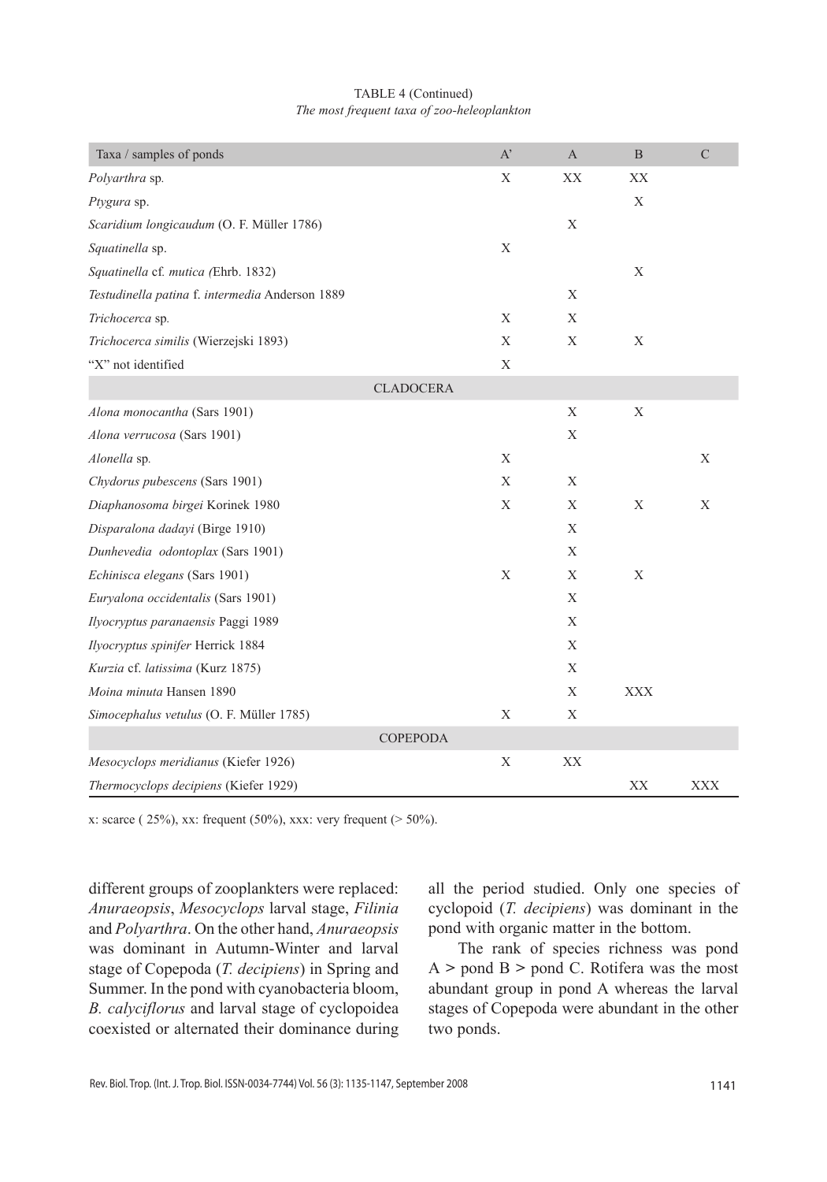TABLE 4 (Continued)

*The most frequent taxa of zoo-heleoplankton*

| Taxa / samples of ponds | A' | A | B | C |
|---|---|---|---|---|
| *Polyarthra* sp. | X | XX | XX | |
| *Ptygura* sp. | | | X | |
| *Scaridium longicaudum* (O. F. Müller 1786) | | X | | |
| *Squatinella* sp. | X | | | |
| *Squatinella* cf. *mutica (*Ehrb. 1832) | | | X | |
| *Testudinella patina* f. *intermedia* Anderson 1889 | | X | | |
| *Trichocerca* sp. | X | X | | |
| *Trichocerca similis* (Wierzejski 1893) | X | X | X | |
| "X" not identified | X | | | |
| CLADOCERA | | | | |
| *Alona monocantha* (Sars 1901) | | X | X | |
| *Alona verrucosa* (Sars 1901) | | X | | |
| *Alonella* sp. | X | | | X |
| *Chydorus pubescens* (Sars 1901) | X | X | | |
| *Diaphanosoma birgei* Korinek 1980 | X | X | X | X |
| *Disparalona dadayi* (Birge 1910) | | X | | |
| *Dunhevedia odontoplax* (Sars 1901) | | X | | |
| *Echinisca elegans* (Sars 1901) | X | X | X | |
| *Euryalona occidentalis* (Sars 1901) | | X | | |
| *Ilyocryptus paranaensis* Paggi 1989 | | X | | |
| *Ilyocryptus spinifer* Herrick 1884 | | X | | |
| *Kurzia* cf. *latissima* (Kurz 1875) | | X | | |
| *Moina minuta* Hansen 1890 | | X | XXX | |
| *Simocephalus vetulus* (O. F. Müller 1785) | X | X | | |
| COPEPODA | | | | |
| *Mesocyclops meridianus* (Kiefer 1926) | X | XX | | |
| *Thermocyclops decipiens* (Kiefer 1929) | | | XX | XXX |

x: scarce ( 25%), xx: frequent (50%), xxx: very frequent (> 50%).

different groups of zooplankters were replaced: *Anuraeopsis*, *Mesocyclops* larval stage, *Filinia* and *Polyarthra*. On the other hand, *Anuraeopsis* was dominant in Autumn-Winter and larval stage of Copepoda (*T. decipiens*) in Spring and Summer. In the pond with cyanobacteria bloom, *B. calyciflorus* and larval stage of cyclopoidea coexisted or alternated their dominance during all the period studied. Only one species of cyclopoid (*T. decipiens*) was dominant in the pond with organic matter in the bottom.

The rank of species richness was pond A > pond B > pond C. Rotifera was the most abundant group in pond A whereas the larval stages of Copepoda were abundant in the other two ponds.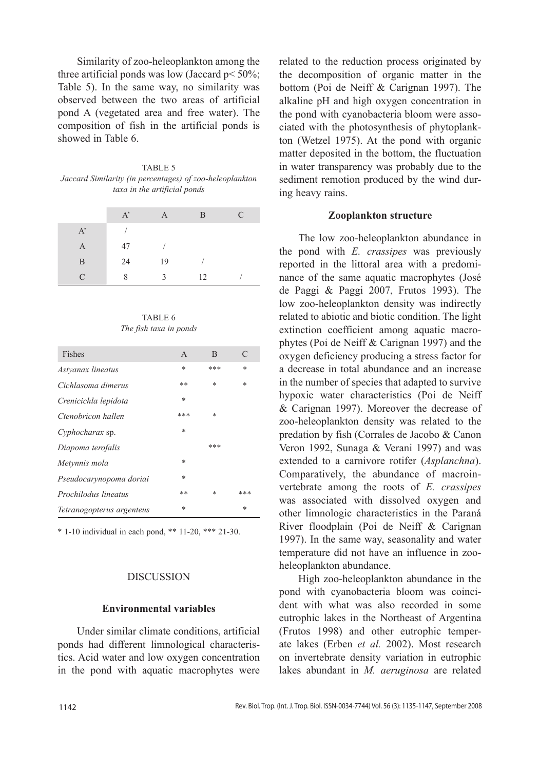Similarity of zoo-heleoplankton among the three artificial ponds was low (Jaccard p< 50%; Table 5). In the same way, no similarity was observed between the two areas of artificial pond A (vegetated area and free water). The composition of fish in the artificial ponds is showed in Table 6.

TABLE 5
*Jaccard Similarity (in percentages) of zoo-heleoplankton taxa in the artificial ponds*

| | A' | A | B | C |
|---|---|---|---|---|
| A' | / | | | |
| A | 47 | / | | |
| B | 24 | 19 | / | |
| C | 8 | 3 | 12 | / |

TABLE 6
*The fish taxa in ponds*

| Fishes | A | B | C |
|---|---|---|---|
| *Astyanax lineatus* | * | *** | * |
| *Cichlasoma dimerus* | ** | * | * |
| *Crenicichla lepidota* | * | | |
| *Ctenobricon hallen* | *** | * | |
| *Cyphocharax* sp. | * | | |
| *Diapoma terofalis* | | *** | |
| *Metynnis mola* | * | | |
| *Pseudocarynopoma doriai* | * | | |
| *Prochilodus lineatus* | ** | * | *** |
| *Tetranogopterus argenteus* | * | | * |

\* 1-10 individual in each pond, ** 11-20, *** 21-30.

## DISCUSSION

### Environmental variables

Under similar climate conditions, artificial ponds had different limnological characteristics. Acid water and low oxygen concentration in the pond with aquatic macrophytes were related to the reduction process originated by the decomposition of organic matter in the bottom (Poi de Neiff & Carignan 1997). The alkaline pH and high oxygen concentration in the pond with cyanobacteria bloom were associated with the photosynthesis of phytoplankton (Wetzel 1975). At the pond with organic matter deposited in the bottom, the fluctuation in water transparency was probably due to the sediment remotion produced by the wind during heavy rains.

### Zooplankton structure

The low zoo-heleoplankton abundance in the pond with *E. crassipes* was previously reported in the littoral area with a predominance of the same aquatic macrophytes (José de Paggi & Paggi 2007, Frutos 1993). The low zoo-heleoplankton density was indirectly related to abiotic and biotic condition. The light extinction coefficient among aquatic macrophytes (Poi de Neiff & Carignan 1997) and the oxygen deficiency producing a stress factor for a decrease in total abundance and an increase in the number of species that adapted to survive hypoxic water characteristics (Poi de Neiff & Carignan 1997). Moreover the decrease of zoo-heleoplankton density was related to the predation by fish (Corrales de Jacobo & Canon Veron 1992, Sunaga & Verani 1997) and was extended to a carnivore rotifer (*Asplanchna*). Comparatively, the abundance of macroinvertebrate among the roots of *E. crassipes* was associated with dissolved oxygen and other limnologic characteristics in the Paraná River floodplain (Poi de Neiff & Carignan 1997). In the same way, seasonality and water temperature did not have an influence in zoo-heleoplankton abundance.

High zoo-heleoplankton abundance in the pond with cyanobacteria bloom was coincident with what was also recorded in some eutrophic lakes in the Northeast of Argentina (Frutos 1998) and other eutrophic temperate lakes (Erben *et al.* 2002). Most research on invertebrate density variation in eutrophic lakes abundant in *M. aeruginosa* are related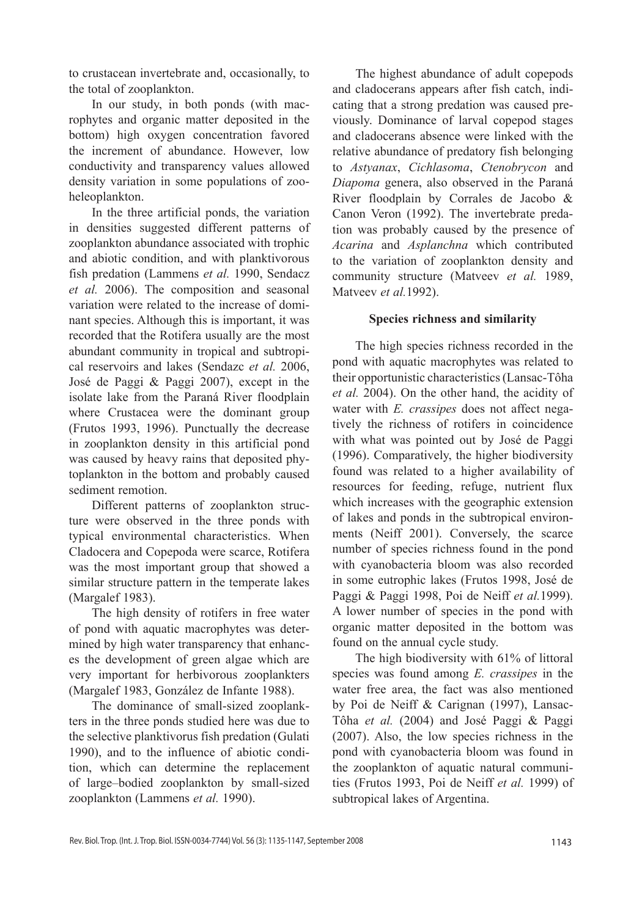to crustacean invertebrate and, occasionally, to the total of zooplankton.

In our study, in both ponds (with macrophytes and organic matter deposited in the bottom) high oxygen concentration favored the increment of abundance. However, low conductivity and transparency values allowed density variation in some populations of zooheleoplankton.

In the three artificial ponds, the variation in densities suggested different patterns of zooplankton abundance associated with trophic and abiotic condition, and with planktivorous fish predation (Lammens *et al.* 1990, Sendacz *et al.* 2006). The composition and seasonal variation were related to the increase of dominant species. Although this is important, it was recorded that the Rotifera usually are the most abundant community in tropical and subtropical reservoirs and lakes (Sendazc *et al.* 2006, José de Paggi & Paggi 2007), except in the isolate lake from the Paraná River floodplain where Crustacea were the dominant group (Frutos 1993, 1996). Punctually the decrease in zooplankton density in this artificial pond was caused by heavy rains that deposited phytoplankton in the bottom and probably caused sediment remotion.

Different patterns of zooplankton structure were observed in the three ponds with typical environmental characteristics. When Cladocera and Copepoda were scarce, Rotifera was the most important group that showed a similar structure pattern in the temperate lakes (Margalef 1983).

The high density of rotifers in free water of pond with aquatic macrophytes was determined by high water transparency that enhances the development of green algae which are very important for herbivorous zooplankters (Margalef 1983, González de Infante 1988).

The dominance of small-sized zooplankters in the three ponds studied here was due to the selective planktivorus fish predation (Gulati 1990), and to the influence of abiotic condition, which can determine the replacement of large–bodied zooplankton by small-sized zooplankton (Lammens *et al.* 1990).

The highest abundance of adult copepods and cladocerans appears after fish catch, indicating that a strong predation was caused previously. Dominance of larval copepod stages and cladocerans absence were linked with the relative abundance of predatory fish belonging to *Astyanax*, *Cichlasoma*, *Ctenobrycon* and *Diapoma* genera, also observed in the Paraná River floodplain by Corrales de Jacobo & Canon Veron (1992). The invertebrate predation was probably caused by the presence of *Acarina* and *Asplanchna* which contributed to the variation of zooplankton density and community structure (Matveev *et al.* 1989, Matveev *et al.*1992).

### Species richness and similarity

The high species richness recorded in the pond with aquatic macrophytes was related to their opportunistic characteristics (Lansac-Tôha *et al.* 2004). On the other hand, the acidity of water with *E. crassipes* does not affect negatively the richness of rotifers in coincidence with what was pointed out by José de Paggi (1996). Comparatively, the higher biodiversity found was related to a higher availability of resources for feeding, refuge, nutrient flux which increases with the geographic extension of lakes and ponds in the subtropical environments (Neiff 2001). Conversely, the scarce number of species richness found in the pond with cyanobacteria bloom was also recorded in some eutrophic lakes (Frutos 1998, José de Paggi & Paggi 1998, Poi de Neiff *et al.*1999). A lower number of species in the pond with organic matter deposited in the bottom was found on the annual cycle study.

The high biodiversity with 61% of littoral species was found among *E. crassipes* in the water free area, the fact was also mentioned by Poi de Neiff & Carignan (1997), Lansac-Tôha *et al.* (2004) and José Paggi & Paggi (2007). Also, the low species richness in the pond with cyanobacteria bloom was found in the zooplankton of aquatic natural communities (Frutos 1993, Poi de Neiff *et al.* 1999) of subtropical lakes of Argentina.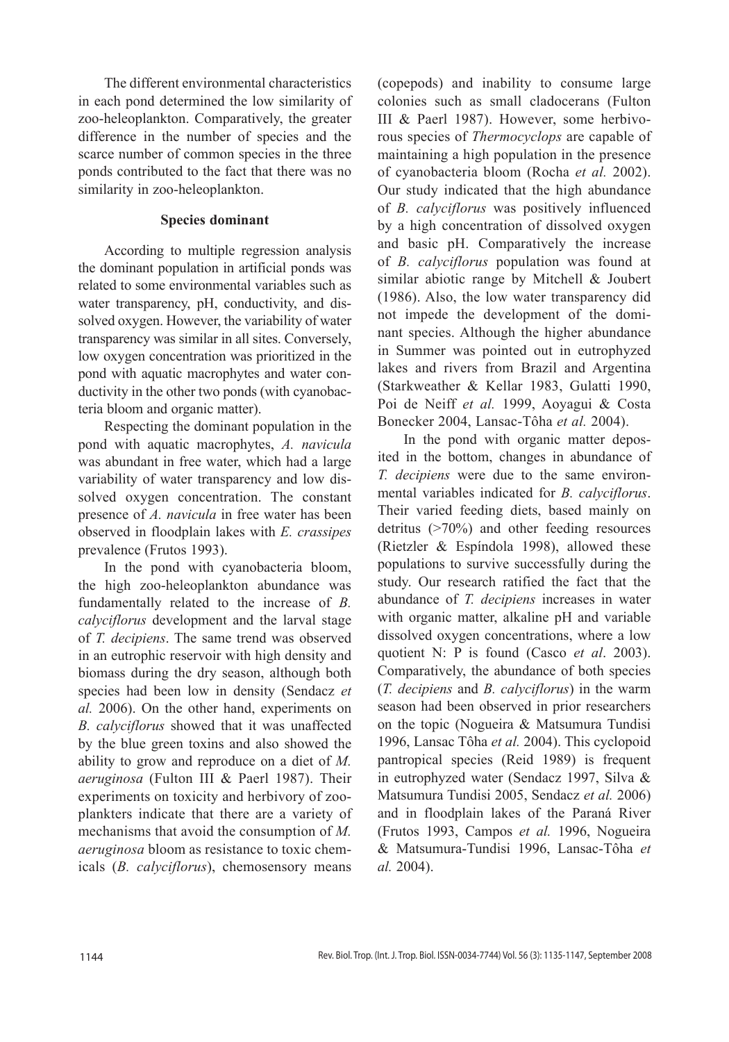The different environmental characteristics in each pond determined the low similarity of zoo-heleoplankton. Comparatively, the greater difference in the number of species and the scarce number of common species in the three ponds contributed to the fact that there was no similarity in zoo-heleoplankton.

### Species dominant

According to multiple regression analysis the dominant population in artificial ponds was related to some environmental variables such as water transparency, pH, conductivity, and dissolved oxygen. However, the variability of water transparency was similar in all sites. Conversely, low oxygen concentration was prioritized in the pond with aquatic macrophytes and water conductivity in the other two ponds (with cyanobacteria bloom and organic matter).

Respecting the dominant population in the pond with aquatic macrophytes, *A. navicula* was abundant in free water, which had a large variability of water transparency and low dissolved oxygen concentration. The constant presence of *A. navicula* in free water has been observed in floodplain lakes with *E. crassipes* prevalence (Frutos 1993).

In the pond with cyanobacteria bloom, the high zoo-heleoplankton abundance was fundamentally related to the increase of *B. calyciflorus* development and the larval stage of *T. decipiens*. The same trend was observed in an eutrophic reservoir with high density and biomass during the dry season, although both species had been low in density (Sendacz *et al.* 2006). On the other hand, experiments on *B. calyciflorus* showed that it was unaffected by the blue green toxins and also showed the ability to grow and reproduce on a diet of *M. aeruginosa* (Fulton III & Paerl 1987). Their experiments on toxicity and herbivory of zooplankters indicate that there are a variety of mechanisms that avoid the consumption of *M. aeruginosa* bloom as resistance to toxic chemicals (*B. calyciflorus*), chemosensory means (copepods) and inability to consume large colonies such as small cladocerans (Fulton III & Paerl 1987). However, some herbivorous species of *Thermocyclops* are capable of maintaining a high population in the presence of cyanobacteria bloom (Rocha *et al.* 2002). Our study indicated that the high abundance of *B. calyciflorus* was positively influenced by a high concentration of dissolved oxygen and basic pH. Comparatively the increase of *B. calyciflorus* population was found at similar abiotic range by Mitchell & Joubert (1986). Also, the low water transparency did not impede the development of the dominant species. Although the higher abundance in Summer was pointed out in eutrophyzed lakes and rivers from Brazil and Argentina (Starkweather & Kellar 1983, Gulatti 1990, Poi de Neiff *et al.* 1999, Aoyagui & Costa Bonecker 2004, Lansac-Tôha *et al.* 2004).

In the pond with organic matter deposited in the bottom, changes in abundance of *T. decipiens* were due to the same environmental variables indicated for *B. calyciflorus*. Their varied feeding diets, based mainly on detritus (>70%) and other feeding resources (Rietzler & Espíndola 1998), allowed these populations to survive successfully during the study. Our research ratified the fact that the abundance of *T. decipiens* increases in water with organic matter, alkaline pH and variable dissolved oxygen concentrations, where a low quotient N: P is found (Casco *et al*. 2003). Comparatively, the abundance of both species (*T. decipiens* and *B. calyciflorus*) in the warm season had been observed in prior researchers on the topic (Nogueira & Matsumura Tundisi 1996, Lansac Tôha *et al.* 2004). This cyclopoid pantropical species (Reid 1989) is frequent in eutrophyzed water (Sendacz 1997, Silva & Matsumura Tundisi 2005, Sendacz *et al.* 2006) and in floodplain lakes of the Paraná River (Frutos 1993, Campos *et al.* 1996, Nogueira & Matsumura-Tundisi 1996, Lansac-Tôha *et al.* 2004).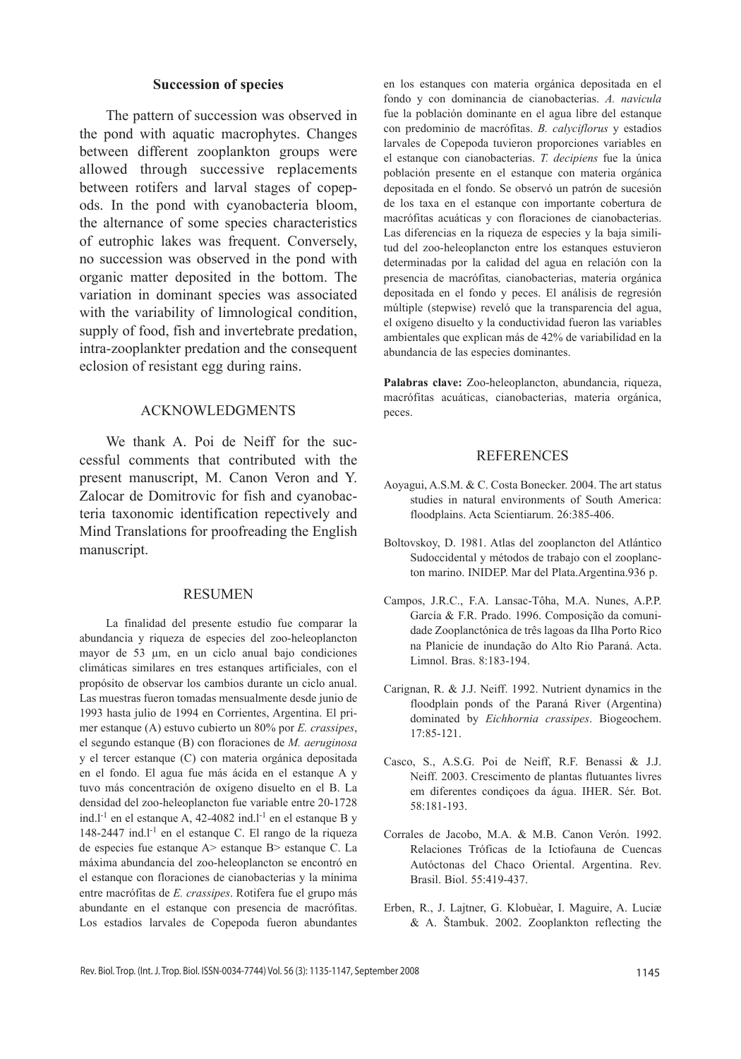**Succession of species**

The pattern of succession was observed in the pond with aquatic macrophytes. Changes between different zooplankton groups were allowed through successive replacements between rotifers and larval stages of copepods. In the pond with cyanobacteria bloom, the alternance of some species characteristics of eutrophic lakes was frequent. Conversely, no succession was observed in the pond with organic matter deposited in the bottom. The variation in dominant species was associated with the variability of limnological condition, supply of food, fish and invertebrate predation, intra-zooplankter predation and the consequent eclosion of resistant egg during rains.

## ACKNOWLEDGMENTS

We thank A. Poi de Neiff for the successful comments that contributed with the present manuscript, M. Canon Veron and Y. Zalocar de Domitrovic for fish and cyanobacteria taxonomic identification repectively and Mind Translations for proofreading the English manuscript.

## RESUMEN

La finalidad del presente estudio fue comparar la abundancia y riqueza de especies del zoo-heleoplancton mayor de 53 µm, en un ciclo anual bajo condiciones climáticas similares en tres estanques artificiales, con el propósito de observar los cambios durante un ciclo anual. Las muestras fueron tomadas mensualmente desde junio de 1993 hasta julio de 1994 en Corrientes, Argentina. El primer estanque (A) estuvo cubierto un 80% por *E. crassipes*, el segundo estanque (B) con floraciones de *M. aeruginosa* y el tercer estanque (C) con materia orgánica depositada en el fondo. El agua fue más ácida en el estanque A y tuvo más concentración de oxígeno disuelto en el B. La densidad del zoo-heleoplancton fue variable entre 20-1728 ind.$l^{-1}$ en el estanque A, 42-4082 ind.$l^{-1}$ en el estanque B y 148-2447 ind.$l^{-1}$ en el estanque C. El rango de la riqueza de especies fue estanque A> estanque B> estanque C. La máxima abundancia del zoo-heleoplancton se encontró en el estanque con floraciones de cianobacterias y la mínima entre macrófitas de *E. crassipes*. Rotifera fue el grupo más abundante en el estanque con presencia de macrófitas. Los estadios larvales de Copepoda fueron abundantes en los estanques con materia orgánica depositada en el fondo y con dominancia de cianobacterias. *A. navicula* fue la población dominante en el agua libre del estanque con predominio de macrófitas. *B. calyciflorus* y estadios larvales de Copepoda tuvieron proporciones variables en el estanque con cianobacterias. *T. decipiens* fue la única población presente en el estanque con materia orgánica depositada en el fondo. Se observó un patrón de sucesión de los taxa en el estanque con importante cobertura de macrófitas acuáticas y con floraciones de cianobacterias. Las diferencias en la riqueza de especies y la baja similitud del zoo-heleoplancton entre los estanques estuvieron determinadas por la calidad del agua en relación con la presencia de macrófitas, cianobacterias, materia orgánica depositada en el fondo y peces. El análisis de regresión múltiple (stepwise) reveló que la transparencia del agua, el oxígeno disuelto y la conductividad fueron las variables ambientales que explican más de 42% de variabilidad en la abundancia de las especies dominantes.

**Palabras clave:** Zoo-heleoplancton, abundancia, riqueza, macrófitas acuáticas, cianobacterias, materia orgánica, peces.

## REFERENCES

Aoyagui, A.S.M. & C. Costa Bonecker. 2004. The art status studies in natural environments of South America: floodplains. Acta Scientiarum. 26:385-406.

Boltovskoy, D. 1981. Atlas del zooplancton del Atlántico Sudoccidental y métodos de trabajo con el zooplancton marino. INIDEP. Mar del Plata.Argentina.936 p.

Campos, J.R.C., F.A. Lansac-Tôha, M.A. Nunes, A.P.P. García & F.R. Prado. 1996. Composição da comunidade Zooplanctónica de três lagoas da Ilha Porto Rico na Planicie de inundação do Alto Rio Paraná. Acta. Limnol. Bras. 8:183-194.

Carignan, R. & J.J. Neiff. 1992. Nutrient dynamics in the floodplain ponds of the Paraná River (Argentina) dominated by *Eichhornia crassipes*. Biogeochem. 17:85-121.

Casco, S., A.S.G. Poi de Neiff, R.F. Benassi & J.J. Neiff. 2003. Crescimento de plantas flutuantes livres em diferentes condiçoes da água. IHER. Sér. Bot. 58:181-193.

Corrales de Jacobo, M.A. & M.B. Canon Verón. 1992. Relaciones Tróficas de la Ictiofauna de Cuencas Autóctonas del Chaco Oriental. Argentina. Rev. Brasil. Biol. 55:419-437.

Erben, R., J. Lajtner, G. Klobuèar, I. Maguire, A. Luciæ & A. Štambuk. 2002. Zooplankton reflecting the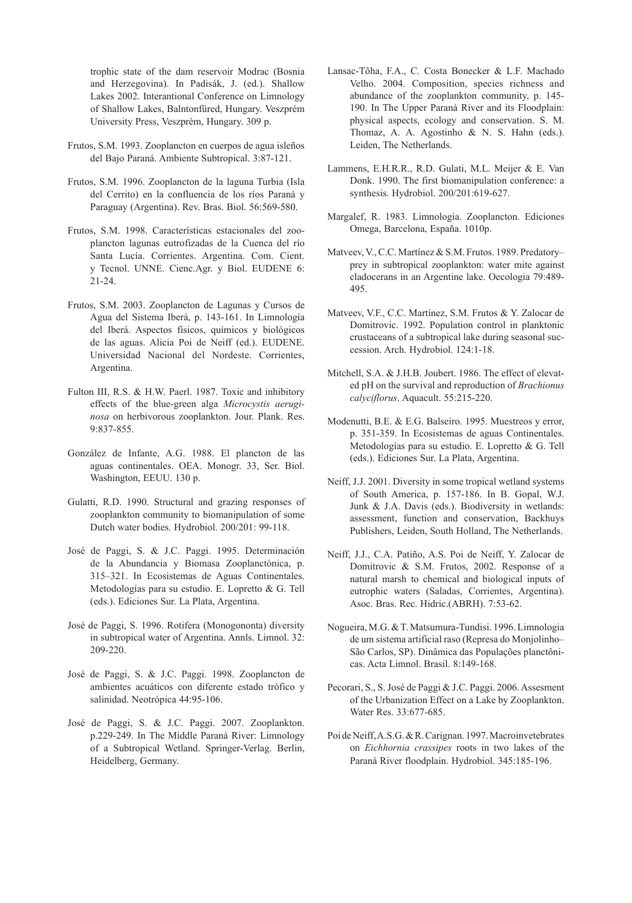trophic state of the dam reservoir Modrac (Bosnia and Herzegovina). In Padisák, J. (ed.). Shallow Lakes 2002. Interantional Conference on Limnology of Shallow Lakes, Balntonfüred, Hungary. Veszprém University Press, Veszprém, Hungary. 309 p.

Frutos, S.M. 1993. Zooplancton en cuerpos de agua isleños del Bajo Paraná. Ambiente Subtropical. 3:87-121.

Frutos, S.M. 1996. Zooplancton de la laguna Turbia (Isla del Cerrito) en la confluencia de los ríos Paraná y Paraguay (Argentina). Rev. Bras. Biol. 56:569-580.

Frutos, S.M. 1998. Características estacionales del zooplancton lagunas eutrofizadas de la Cuenca del río Santa Lucía. Corrientes. Argentina. Com. Cient. y Tecnol. UNNE. Cienc.Agr. y Biol. EUDENE 6: 21-24.

Frutos, S.M. 2003. Zooplancton de Lagunas y Cursos de Agua del Sistema Iberá, p. 143-161. In Limnología del Iberá. Aspectos físicos, químicos y biológicos de las aguas. Alicia Poi de Neiff (ed.). EUDENE. Universidad Nacional del Nordeste. Corrientes, Argentina.

Fulton III, R.S. & H.W. Paerl. 1987. Toxic and inhibitory effects of the blue-green alga *Microcystis aeruginosa* on herbivorous zooplankton. Jour. Plank. Res. 9:837-855.

González de Infante, A.G. 1988. El plancton de las aguas continentales. OEA. Monogr. 33, Ser. Biol. Washington, EEUU. 130 p.

Gulatti, R.D. 1990. Structural and grazing responses of zooplankton community to biomanipulation of some Dutch water bodies. Hydrobiol. 200/201: 99-118.

José de Paggi, S. & J.C. Paggi. 1995. Determinación de la Abundancia y Biomasa Zooplanctónica, p. 315–321. In Ecosistemas de Aguas Continentales. Metodologías para su estudio. E. Lopretto & G. Tell (eds.). Ediciones Sur. La Plata, Argentina.

José de Paggi, S. 1996. Rotifera (Monogononta) diversity in subtropical water of Argentina. Annls. Limnol. 32: 209-220.

José de Paggi, S. & J.C. Paggi. 1998. Zooplancton de ambientes acuáticos con diferente estado trófico y salinidad. Neotrópica 44:95-106.

José de Paggi, S. & J.C. Paggi. 2007. Zooplankton. p.229-249. In The Middle Paraná River: Limnology of a Subtropical Wetland. Springer-Verlag. Berlin, Heidelberg, Germany.

Lansac-Tôha, F.A., C. Costa Bonecker & L.F. Machado Velho. 2004. Composition, species richness and abundance of the zooplankton community, p. 145-190. In The Upper Paraná River and its Floodplain: physical aspects, ecology and conservation. S. M. Thomaz, A. A. Agostinho & N. S. Hahn (eds.). Leiden, The Netherlands.

Lammens, E.H.R.R., R.D. Gulati, M.L. Meijer & E. Van Donk. 1990. The first biomanipulation conference: a synthesis. Hydrobiol. 200/201:619-627.

Margalef, R. 1983. Limnología. Zooplancton. Ediciones Omega, Barcelona, España. 1010p.

Matveev, V., C.C. Martínez & S.M. Frutos. 1989. Predatory–prey in subtropical zooplankton: water mite against cladocerans in an Argentine lake. Oecologia 79:489-495.

Matveev, V.F., C.C. Martínez, S.M. Frutos & Y. Zalocar de Domitrovic. 1992. Population control in planktonic crustaceans of a subtropical lake during seasonal succession. Arch. Hydrobiol. 124:1-18.

Mitchell, S.A. & J.H.B. Joubert. 1986. The effect of elevated pH on the survival and reproduction of *Brachionus calyciflorus*. Aquacult. 55:215-220.

Modenutti, B.E. & E.G. Balseiro. 1995. Muestreos y error, p. 351-359. In Ecosistemas de aguas Continentales. Metodologías para su estudio. E. Lopretto & G. Tell (eds.). Ediciones Sur. La Plata, Argentina.

Neiff, J.J. 2001. Diversity in some tropical wetland systems of South America, p. 157-186. In B. Gopal, W.J. Junk & J.A. Davis (eds.). Biodiversity in wetlands: assessment, function and conservation, Backhuys Publishers, Leiden, South Holland, The Netherlands.

Neiff, J.J., C.A. Patiño, A.S. Poi de Neiff, Y. Zalocar de Domitrovic & S.M. Frutos, 2002. Response of a natural marsh to chemical and biological inputs of eutrophic waters (Saladas, Corrientes, Argentina). Asoc. Bras. Rec. Hidric.(ABRH). 7:53-62.

Nogueira, M.G. & T. Matsumura-Tundisi. 1996. Limnologia de um sistema artificial raso (Represa do Monjolinho–São Carlos, SP). Dinâmica das Populações planctônicas. Acta Limnol. Brasil. 8:149-168.

Pecorari, S., S. José de Paggi & J.C. Paggi. 2006. Assesment of the Urbanization Effect on a Lake by Zooplankton. Water Res. 33:677-685.

Poi de Neiff, A.S.G. & R. Carignan. 1997. Macroinvetebrates on *Eichhornia crassipes* roots in two lakes of the Paraná River floodplain. Hydrobiol. 345:185-196.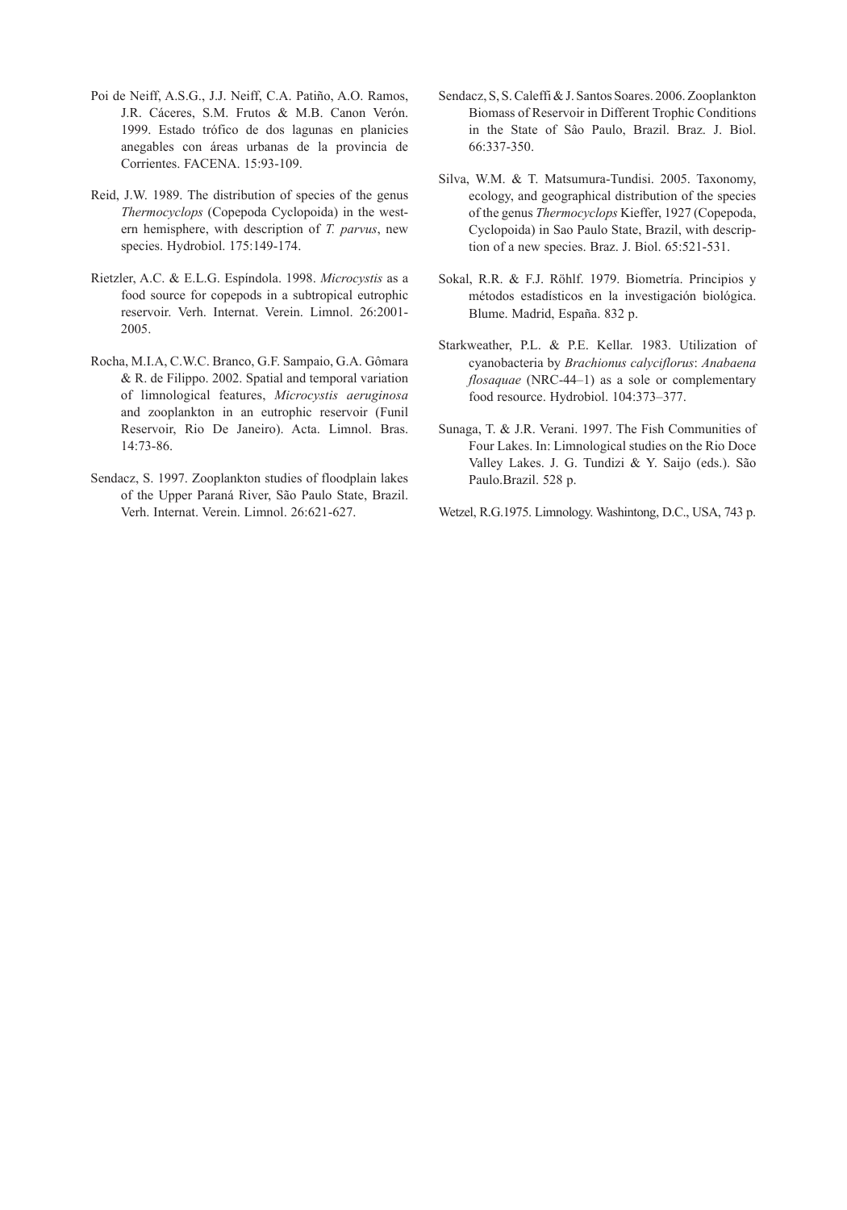Poi de Neiff, A.S.G., J.J. Neiff, C.A. Patiño, A.O. Ramos, J.R. Cáceres, S.M. Frutos & M.B. Canon Verón. 1999. Estado trófico de dos lagunas en planicies anegables con áreas urbanas de la provincia de Corrientes. FACENA. 15:93-109.

Reid, J.W. 1989. The distribution of species of the genus *Thermocyclops* (Copepoda Cyclopoida) in the western hemisphere, with description of *T. parvus*, new species. Hydrobiol. 175:149-174.

Rietzler, A.C. & E.L.G. Espíndola. 1998. *Microcystis* as a food source for copepods in a subtropical eutrophic reservoir. Verh. Internat. Verein. Limnol. 26:2001-2005.

Rocha, M.I.A, C.W.C. Branco, G.F. Sampaio, G.A. Gômara & R. de Filippo. 2002. Spatial and temporal variation of limnological features, *Microcystis aeruginosa* and zooplankton in an eutrophic reservoir (Funil Reservoir, Rio De Janeiro). Acta. Limnol. Bras. 14:73-86.

Sendacz, S. 1997. Zooplankton studies of floodplain lakes of the Upper Paraná River, São Paulo State, Brazil. Verh. Internat. Verein. Limnol. 26:621-627.

Sendacz, S, S. Caleffi & J. Santos Soares. 2006. Zooplankton Biomass of Reservoir in Different Trophic Conditions in the State of Sâo Paulo, Brazil. Braz. J. Biol. 66:337-350.

Silva, W.M. & T. Matsumura-Tundisi. 2005. Taxonomy, ecology, and geographical distribution of the species of the genus *Thermocyclops* Kieffer, 1927 (Copepoda, Cyclopoida) in Sao Paulo State, Brazil, with description of a new species. Braz. J. Biol. 65:521-531.

Sokal, R.R. & F.J. Röhlf. 1979. Biometría. Principios y métodos estadísticos en la investigación biológica. Blume. Madrid, España. 832 p.

Starkweather, P.L. & P.E. Kellar. 1983. Utilization of cyanobacteria by *Brachionus calyciflorus*: *Anabaena flosaquae* (NRC-44–1) as a sole or complementary food resource. Hydrobiol. 104:373–377.

Sunaga, T. & J.R. Verani. 1997. The Fish Communities of Four Lakes. In: Limnological studies on the Rio Doce Valley Lakes. J. G. Tundizi & Y. Saijo (eds.). São Paulo.Brazil. 528 p.

Wetzel, R.G.1975. Limnology. Washintong, D.C., USA, 743 p.